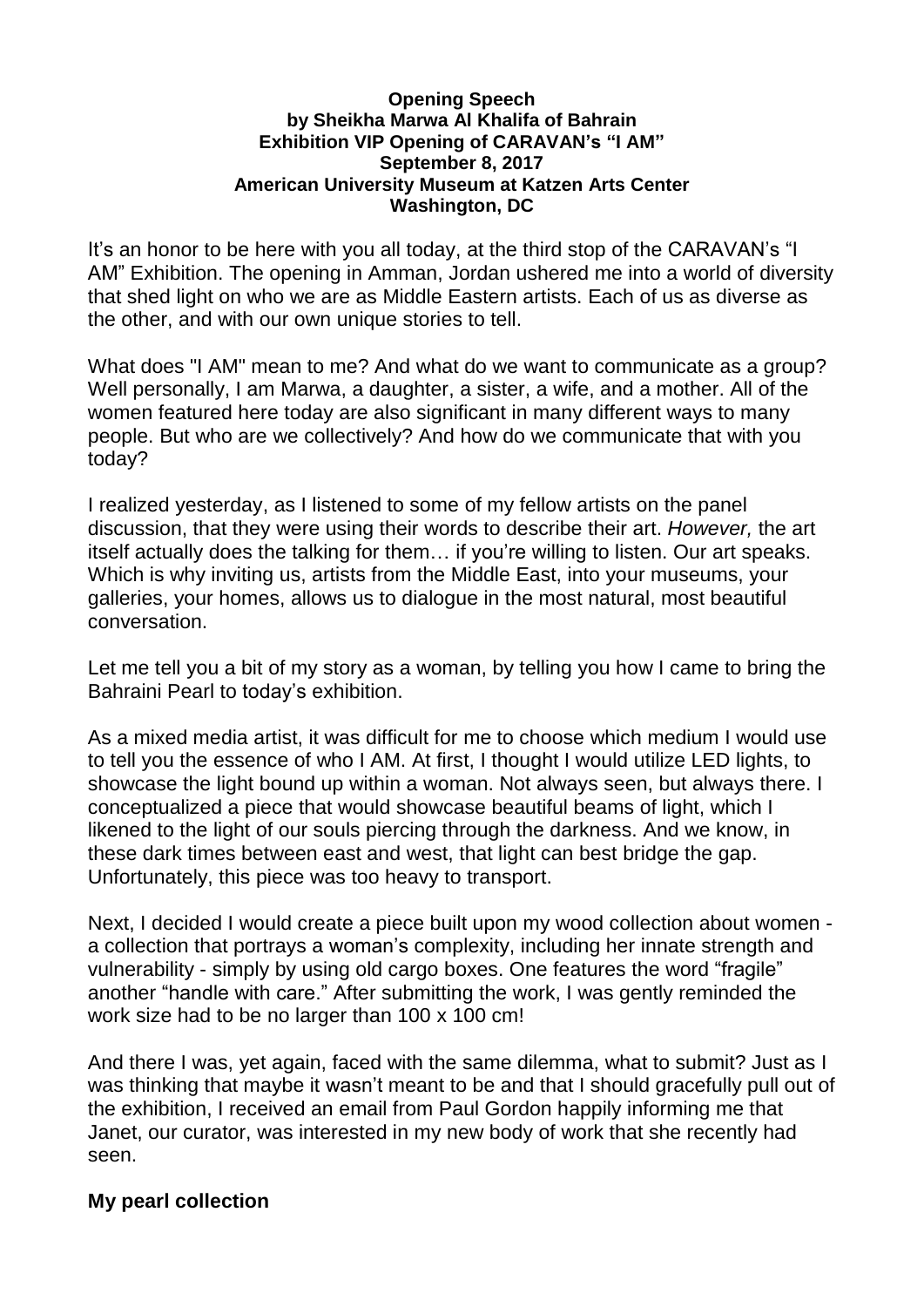**Opening Speech**
**by Sheikha Marwa Al Khalifa of Bahrain**
**Exhibition VIP Opening of CARAVAN's "I AM"**
**September 8, 2017**
**American University Museum at Katzen Arts Center**
**Washington, DC**

It's an honor to be here with you all today, at the third stop of the CARAVAN's "I AM" Exhibition. The opening in Amman, Jordan ushered me into a world of diversity that shed light on who we are as Middle Eastern artists. Each of us as diverse as the other, and with our own unique stories to tell.

What does "I AM" mean to me? And what do we want to communicate as a group? Well personally, I am Marwa, a daughter, a sister, a wife, and a mother. All of the women featured here today are also significant in many different ways to many people. But who are we collectively? And how do we communicate that with you today?

I realized yesterday, as I listened to some of my fellow artists on the panel discussion, that they were using their words to describe their art. *However,* the art itself actually does the talking for them… if you're willing to listen. Our art speaks. Which is why inviting us, artists from the Middle East, into your museums, your galleries, your homes, allows us to dialogue in the most natural, most beautiful conversation.

Let me tell you a bit of my story as a woman, by telling you how I came to bring the Bahraini Pearl to today's exhibition.

As a mixed media artist, it was difficult for me to choose which medium I would use to tell you the essence of who I AM. At first, I thought I would utilize LED lights, to showcase the light bound up within a woman. Not always seen, but always there. I conceptualized a piece that would showcase beautiful beams of light, which I likened to the light of our souls piercing through the darkness. And we know, in these dark times between east and west, that light can best bridge the gap. Unfortunately, this piece was too heavy to transport.

Next, I decided I would create a piece built upon my wood collection about women - a collection that portrays a woman's complexity, including her innate strength and vulnerability - simply by using old cargo boxes. One features the word "fragile" another "handle with care." After submitting the work, I was gently reminded the work size had to be no larger than 100 x 100 cm!

And there I was, yet again, faced with the same dilemma, what to submit? Just as I was thinking that maybe it wasn't meant to be and that I should gracefully pull out of the exhibition, I received an email from Paul Gordon happily informing me that Janet, our curator, was interested in my new body of work that she recently had seen.

**My pearl collection**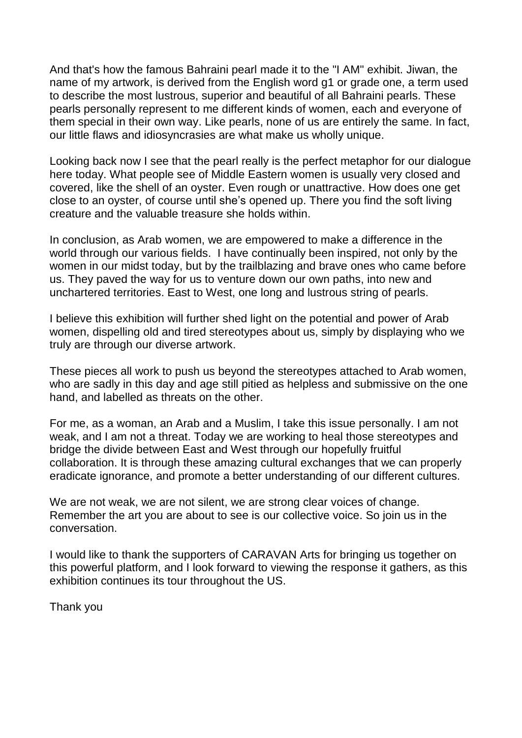And that's how the famous Bahraini pearl made it to the "I AM" exhibit. Jiwan, the name of my artwork, is derived from the English word g1 or grade one, a term used to describe the most lustrous, superior and beautiful of all Bahraini pearls. These pearls personally represent to me different kinds of women, each and everyone of them special in their own way. Like pearls, none of us are entirely the same. In fact, our little flaws and idiosyncrasies are what make us wholly unique.

Looking back now I see that the pearl really is the perfect metaphor for our dialogue here today. What people see of Middle Eastern women is usually very closed and covered, like the shell of an oyster. Even rough or unattractive. How does one get close to an oyster, of course until she's opened up. There you find the soft living creature and the valuable treasure she holds within.

In conclusion, as Arab women, we are empowered to make a difference in the world through our various fields. I have continually been inspired, not only by the women in our midst today, but by the trailblazing and brave ones who came before us. They paved the way for us to venture down our own paths, into new and unchartered territories. East to West, one long and lustrous string of pearls.

I believe this exhibition will further shed light on the potential and power of Arab women, dispelling old and tired stereotypes about us, simply by displaying who we truly are through our diverse artwork.

These pieces all work to push us beyond the stereotypes attached to Arab women, who are sadly in this day and age still pitied as helpless and submissive on the one hand, and labelled as threats on the other.

For me, as a woman, an Arab and a Muslim, I take this issue personally. I am not weak, and I am not a threat. Today we are working to heal those stereotypes and bridge the divide between East and West through our hopefully fruitful collaboration. It is through these amazing cultural exchanges that we can properly eradicate ignorance, and promote a better understanding of our different cultures.

We are not weak, we are not silent, we are strong clear voices of change. Remember the art you are about to see is our collective voice. So join us in the conversation.

I would like to thank the supporters of CARAVAN Arts for bringing us together on this powerful platform, and I look forward to viewing the response it gathers, as this exhibition continues its tour throughout the US.

Thank you